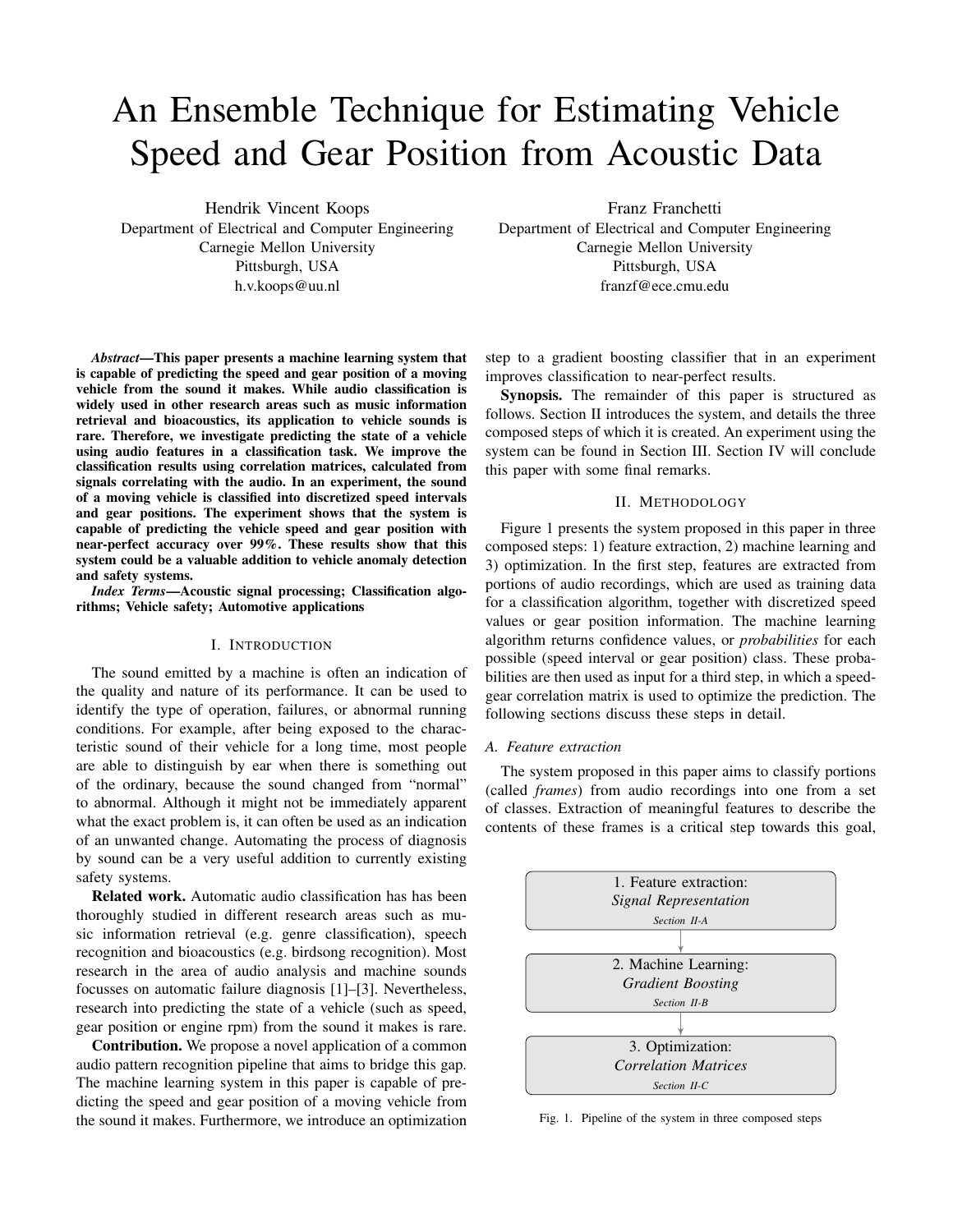# An Ensemble Technique for Estimating Vehicle Speed and Gear Position from Acoustic Data

Hendrik Vincent Koops
Department of Electrical and Computer Engineering
Carnegie Mellon University
Pittsburgh, USA
h.v.koops@uu.nl

Franz Franchetti
Department of Electrical and Computer Engineering
Carnegie Mellon University
Pittsburgh, USA
franzf@ece.cmu.edu

***Abstract*—This paper presents a machine learning system that is capable of predicting the speed and gear position of a moving vehicle from the sound it makes. While audio classification is widely used in other research areas such as music information retrieval and bioacoustics, its application to vehicle sounds is rare. Therefore, we investigate predicting the state of a vehicle using audio features in a classification task. We improve the classification results using correlation matrices, calculated from signals correlating with the audio. In an experiment, the sound of a moving vehicle is classified into discretized speed intervals and gear positions. The experiment shows that the system is capable of predicting the vehicle speed and gear position with near-perfect accuracy over 99%. These results show that this system could be a valuable addition to vehicle anomaly detection and safety systems.**

***Index Terms*—Acoustic signal processing; Classification algorithms; Vehicle safety; Automotive applications**

## I. Introduction

The sound emitted by a machine is often an indication of the quality and nature of its performance. It can be used to identify the type of operation, failures, or abnormal running conditions. For example, after being exposed to the characteristic sound of their vehicle for a long time, most people are able to distinguish by ear when there is something out of the ordinary, because the sound changed from "normal" to abnormal. Although it might not be immediately apparent what the exact problem is, it can often be used as an indication of an unwanted change. Automating the process of diagnosis by sound can be a very useful addition to currently existing safety systems.

**Related work.** Automatic audio classification has has been thoroughly studied in different research areas such as music information retrieval (e.g. genre classification), speech recognition and bioacoustics (e.g. birdsong recognition). Most research in the area of audio analysis and machine sounds focusses on automatic failure diagnosis [1]–[3]. Nevertheless, research into predicting the state of a vehicle (such as speed, gear position or engine rpm) from the sound it makes is rare.

**Contribution.** We propose a novel application of a common audio pattern recognition pipeline that aims to bridge this gap. The machine learning system in this paper is capable of predicting the speed and gear position of a moving vehicle from the sound it makes. Furthermore, we introduce an optimization step to a gradient boosting classifier that in an experiment improves classification to near-perfect results.

**Synopsis.** The remainder of this paper is structured as follows. Section II introduces the system, and details the three composed steps of which it is created. An experiment using the system can be found in Section III. Section IV will conclude this paper with some final remarks.

## II. Methodology

Figure 1 presents the system proposed in this paper in three composed steps: 1) feature extraction, 2) machine learning and 3) optimization. In the first step, features are extracted from portions of audio recordings, which are used as training data for a classification algorithm, together with discretized speed values or gear position information. The machine learning algorithm returns confidence values, or *probabilities* for each possible (speed interval or gear position) class. These probabilities are then used as input for a third step, in which a speed-gear correlation matrix is used to optimize the prediction. The following sections discuss these steps in detail.

### A. Feature extraction

The system proposed in this paper aims to classify portions (called *frames*) from audio recordings into one from a set of classes. Extraction of meaningful features to describe the contents of these frames is a critical step towards this goal,

1. Feature extraction: *Signal Representation* (*Section II-A*)
2. Machine Learning: *Gradient Boosting* (*Section II-B*)
3. Optimization: *Correlation Matrices* (*Section II-C*)

Fig. 1. Pipeline of the system in three composed steps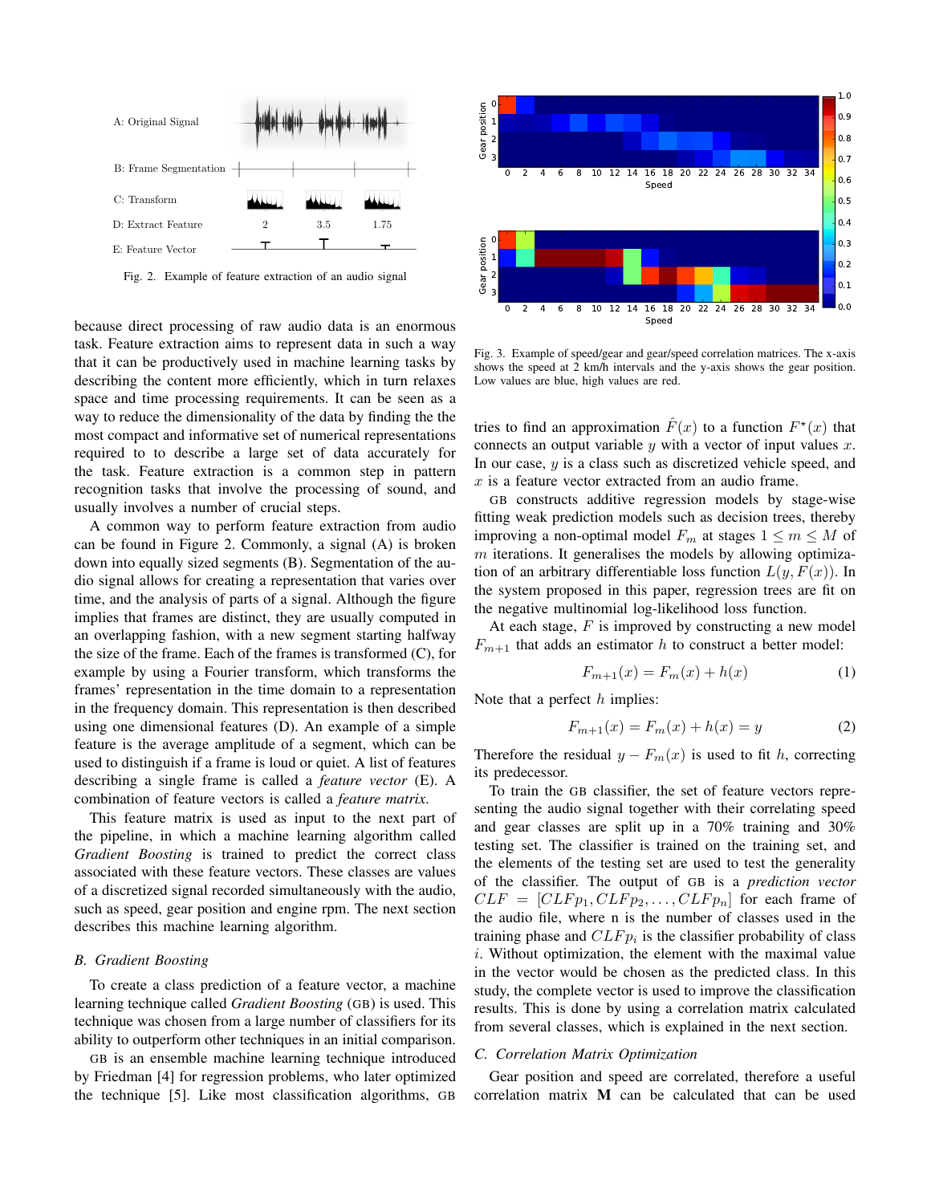A: Original Signal

B: Frame Segmentation

C: Transform

D: Extract Feature 2 3.5 1.75

E: Feature Vector

Fig. 2. Example of feature extraction of an audio signal

Fig. 3. Example of speed/gear and gear/speed correlation matrices. The x-axis shows the speed at 2 km/h intervals and the y-axis shows the gear position. Low values are blue, high values are red.

because direct processing of raw audio data is an enormous task. Feature extraction aims to represent data in such a way that it can be productively used in machine learning tasks by describing the content more efficiently, which in turn relaxes space and time processing requirements. It can be seen as a way to reduce the dimensionality of the data by finding the the most compact and informative set of numerical representations required to to describe a large set of data accurately for the task. Feature extraction is a common step in pattern recognition tasks that involve the processing of sound, and usually involves a number of crucial steps.

A common way to perform feature extraction from audio can be found in Figure 2. Commonly, a signal (A) is broken down into equally sized segments (B). Segmentation of the audio signal allows for creating a representation that varies over time, and the analysis of parts of a signal. Although the figure implies that frames are distinct, they are usually computed in an overlapping fashion, with a new segment starting halfway the size of the frame. Each of the frames is transformed (C), for example by using a Fourier transform, which transforms the frames' representation in the time domain to a representation in the frequency domain. This representation is then described using one dimensional features (D). An example of a simple feature is the average amplitude of a segment, which can be used to distinguish if a frame is loud or quiet. A list of features describing a single frame is called a *feature vector* (E). A combination of feature vectors is called a *feature matrix*.

This feature matrix is used as input to the next part of the pipeline, in which a machine learning algorithm called *Gradient Boosting* is trained to predict the correct class associated with these feature vectors. These classes are values of a discretized signal recorded simultaneously with the audio, such as speed, gear position and engine rpm. The next section describes this machine learning algorithm.

### B. Gradient Boosting

To create a class prediction of a feature vector, a machine learning technique called *Gradient Boosting* (GB) is used. This technique was chosen from a large number of classifiers for its ability to outperform other techniques in an initial comparison.

GB is an ensemble machine learning technique introduced by Friedman [4] for regression problems, who later optimized the technique [5]. Like most classification algorithms, GB tries to find an approximation $\hat{F}(x)$ to a function $F^{\star}(x)$ that connects an output variable $y$ with a vector of input values $x$. In our case, $y$ is a class such as discretized vehicle speed, and $x$ is a feature vector extracted from an audio frame.

GB constructs additive regression models by stage-wise fitting weak prediction models such as decision trees, thereby improving a non-optimal model $F_m$ at stages $1 \leq m \leq M$ of $m$ iterations. It generalises the models by allowing optimization of an arbitrary differentiable loss function $L(y, F(x))$. In the system proposed in this paper, regression trees are fit on the negative multinomial log-likelihood loss function.

At each stage, $F$ is improved by constructing a new model $F_{m+1}$ that adds an estimator $h$ to construct a better model:

$$F_{m+1}(x) = F_m(x) + h(x) \tag{1}$$

Note that a perfect $h$ implies:

$$F_{m+1}(x) = F_m(x) + h(x) = y \tag{2}$$

Therefore the residual $y - F_m(x)$ is used to fit $h$, correcting its predecessor.

To train the GB classifier, the set of feature vectors representing the audio signal together with their correlating speed and gear classes are split up in a 70% training and 30% testing set. The classifier is trained on the training set, and the elements of the testing set are used to test the generality of the classifier. The output of GB is a *prediction vector* $CLF = [CLFp_1, CLFp_2, \ldots, CLFp_n]$ for each frame of the audio file, where n is the number of classes used in the training phase and $CLFp_i$ is the classifier probability of class $i$. Without optimization, the element with the maximal value in the vector would be chosen as the predicted class. In this study, the complete vector is used to improve the classification results. This is done by using a correlation matrix calculated from several classes, which is explained in the next section.

### C. Correlation Matrix Optimization

Gear position and speed are correlated, therefore a useful correlation matrix $\mathbf{M}$ can be calculated that can be used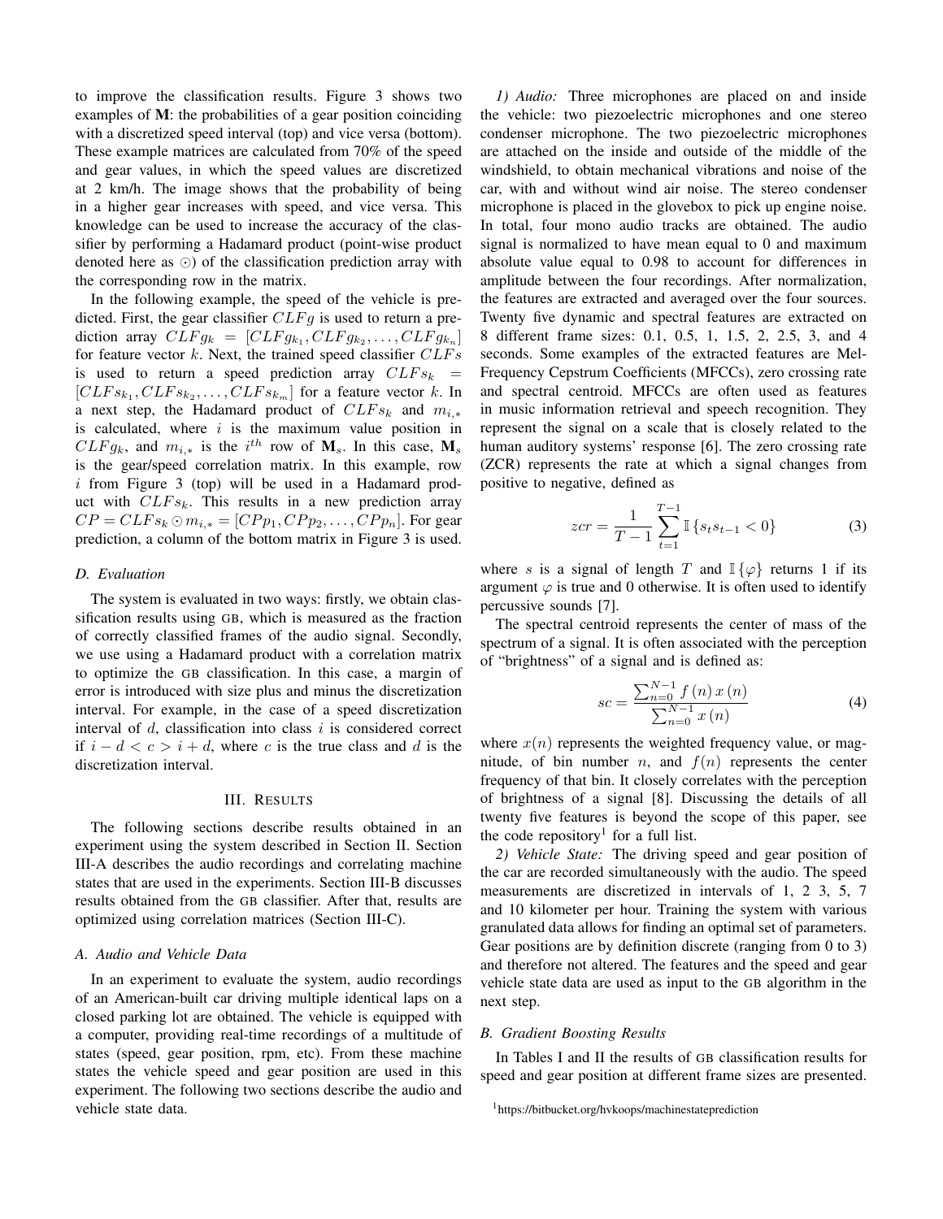to improve the classification results. Figure 3 shows two examples of $\mathbf{M}$: the probabilities of a gear position coinciding with a discretized speed interval (top) and vice versa (bottom). These example matrices are calculated from 70% of the speed and gear values, in which the speed values are discretized at 2 km/h. The image shows that the probability of being in a higher gear increases with speed, and vice versa. This knowledge can be used to increase the accuracy of the classifier by performing a Hadamard product (point-wise product denoted here as $\odot$) of the classification prediction array with the corresponding row in the matrix.

In the following example, the speed of the vehicle is predicted. First, the gear classifier $CLFg$ is used to return a prediction array $CLFg_k = [CLFg_{k_1}, CLFg_{k_2}, \ldots, CLFg_{k_n}]$ for feature vector $k$. Next, the trained speed classifier $CLFs$ is used to return a speed prediction array $CLFs_k = [CLFs_{k_1}, CLFs_{k_2}, \ldots, CLFs_{k_m}]$ for a feature vector $k$. In a next step, the Hadamard product of $CLFs_k$ and $m_{i,*}$ is calculated, where $i$ is the maximum value position in $CLFg_k$, and $m_{i,*}$ is the $i^{th}$ row of $\mathbf{M}_s$. In this case, $\mathbf{M}_s$ is the gear/speed correlation matrix. In this example, row $i$ from Figure 3 (top) will be used in a Hadamard product with $CLFs_k$. This results in a new prediction array $CP = CLFs_k \odot m_{i,*} = [CPp_1, CPp_2, \ldots, CPp_n]$. For gear prediction, a column of the bottom matrix in Figure 3 is used.

### D. Evaluation

The system is evaluated in two ways: firstly, we obtain classification results using GB, which is measured as the fraction of correctly classified frames of the audio signal. Secondly, we use using a Hadamard product with a correlation matrix to optimize the GB classification. In this case, a margin of error is introduced with size plus and minus the discretization interval. For example, in the case of a speed discretization interval of $d$, classification into class $i$ is considered correct if $i - d < c > i + d$, where $c$ is the true class and $d$ is the discretization interval.

## III. Results

The following sections describe results obtained in an experiment using the system described in Section II. Section III-A describes the audio recordings and correlating machine states that are used in the experiments. Section III-B discusses results obtained from the GB classifier. After that, results are optimized using correlation matrices (Section III-C).

### A. Audio and Vehicle Data

In an experiment to evaluate the system, audio recordings of an American-built car driving multiple identical laps on a closed parking lot are obtained. The vehicle is equipped with a computer, providing real-time recordings of a multitude of states (speed, gear position, rpm, etc). From these machine states the vehicle speed and gear position are used in this experiment. The following two sections describe the audio and vehicle state data.

*1) Audio:* Three microphones are placed on and inside the vehicle: two piezoelectric microphones and one stereo condenser microphone. The two piezoelectric microphones are attached on the inside and outside of the middle of the windshield, to obtain mechanical vibrations and noise of the car, with and without wind air noise. The stereo condenser microphone is placed in the glovebox to pick up engine noise. In total, four mono audio tracks are obtained. The audio signal is normalized to have mean equal to 0 and maximum absolute value equal to 0.98 to account for differences in amplitude between the four recordings. After normalization, the features are extracted and averaged over the four sources. Twenty five dynamic and spectral features are extracted on 8 different frame sizes: 0.1, 0.5, 1, 1.5, 2, 2.5, 3, and 4 seconds. Some examples of the extracted features are Mel-Frequency Cepstrum Coefficients (MFCCs), zero crossing rate and spectral centroid. MFCCs are often used as features in music information retrieval and speech recognition. They represent the signal on a scale that is closely related to the human auditory systems' response [6]. The zero crossing rate (ZCR) represents the rate at which a signal changes from positive to negative, defined as

$$zcr = \frac{1}{T-1} \sum_{t=1}^{T-1} \mathbb{I}\{s_t s_{t-1} < 0\} \tag{3}$$

where $s$ is a signal of length $T$ and $\mathbb{I}\{\varphi\}$ returns 1 if its argument $\varphi$ is true and 0 otherwise. It is often used to identify percussive sounds [7].

The spectral centroid represents the center of mass of the spectrum of a signal. It is often associated with the perception of "brightness" of a signal and is defined as:

$$sc = \frac{\sum_{n=0}^{N-1} f(n)\, x(n)}{\sum_{n=0}^{N-1} x(n)} \tag{4}$$

where $x(n)$ represents the weighted frequency value, or magnitude, of bin number $n$, and $f(n)$ represents the center frequency of that bin. It closely correlates with the perception of brightness of a signal [8]. Discussing the details of all twenty five features is beyond the scope of this paper, see the code repository[1] for a full list.

*2) Vehicle State:* The driving speed and gear position of the car are recorded simultaneously with the audio. The speed measurements are discretized in intervals of 1, 2 3, 5, 7 and 10 kilometer per hour. Training the system with various granulated data allows for finding an optimal set of parameters. Gear positions are by definition discrete (ranging from 0 to 3) and therefore not altered. The features and the speed and gear vehicle state data are used as input to the GB algorithm in the next step.

### B. Gradient Boosting Results

In Tables I and II the results of GB classification results for speed and gear position at different frame sizes are presented.

[1] https://bitbucket.org/hvkoops/machinestateprediction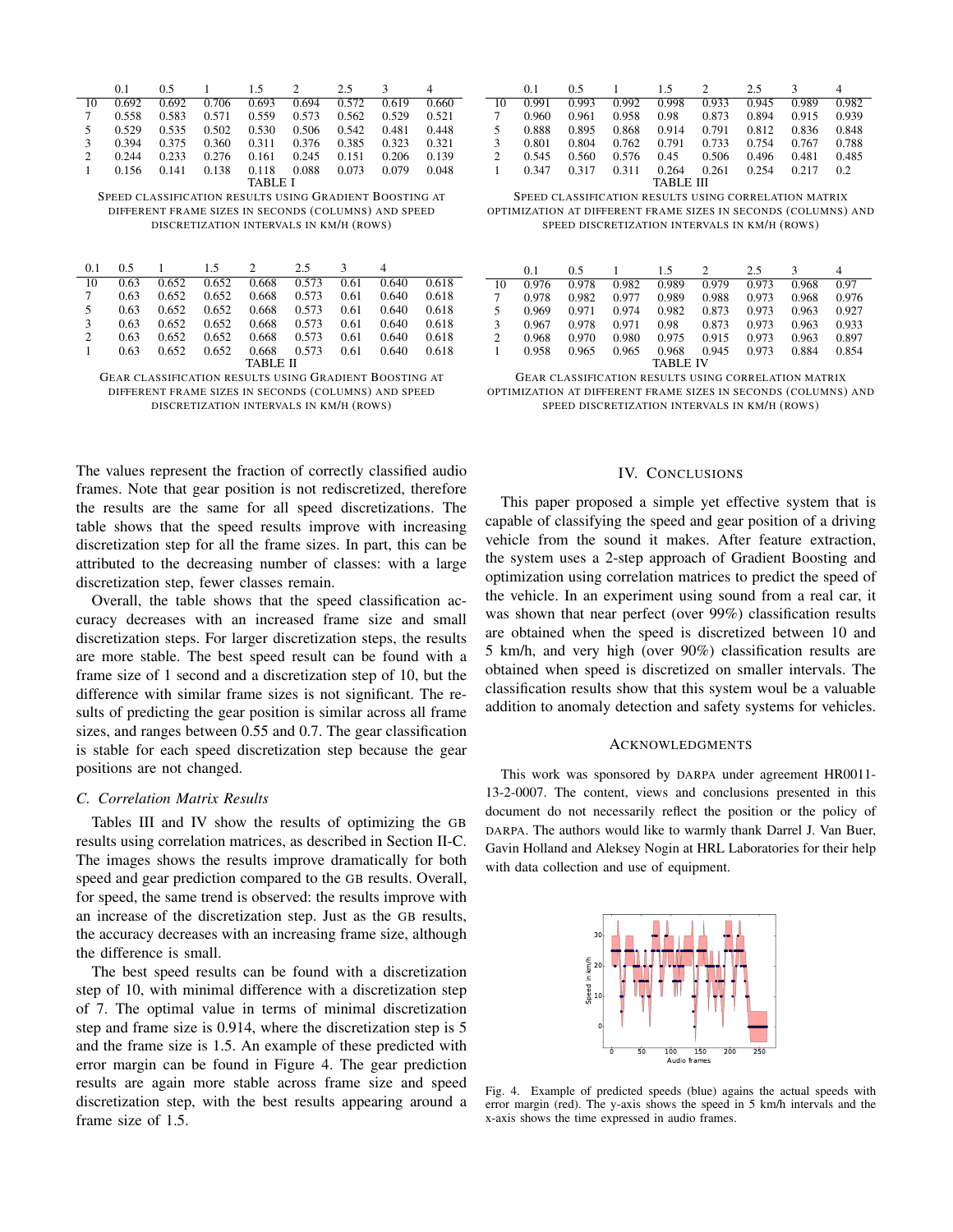|  | 0.1 | 0.5 | 1 | 1.5 | 2 | 2.5 | 3 | 4 |
|---|---|---|---|---|---|---|---|---|
| 10 | 0.692 | 0.692 | 0.706 | 0.693 | 0.694 | 0.572 | 0.619 | 0.660 |
| 7 | 0.558 | 0.583 | 0.571 | 0.559 | 0.573 | 0.562 | 0.529 | 0.521 |
| 5 | 0.529 | 0.535 | 0.502 | 0.530 | 0.506 | 0.542 | 0.481 | 0.448 |
| 3 | 0.394 | 0.375 | 0.360 | 0.311 | 0.376 | 0.385 | 0.323 | 0.321 |
| 2 | 0.244 | 0.233 | 0.276 | 0.161 | 0.245 | 0.151 | 0.206 | 0.139 |
| 1 | 0.156 | 0.141 | 0.138 | 0.118 | 0.088 | 0.073 | 0.079 | 0.048 |

TABLE I

SPEED CLASSIFICATION RESULTS USING GRADIENT BOOSTING AT DIFFERENT FRAME SIZES IN SECONDS (COLUMNS) AND SPEED DISCRETIZATION INTERVALS IN KM/H (ROWS)

| 0.1 | 0.5 | 1 | 1.5 | 2 | 2.5 | 3 | 4 |  |
|---|---|---|---|---|---|---|---|---|
| 10 | 0.63 | 0.652 | 0.652 | 0.668 | 0.573 | 0.61 | 0.640 | 0.618 |
| 7 | 0.63 | 0.652 | 0.652 | 0.668 | 0.573 | 0.61 | 0.640 | 0.618 |
| 5 | 0.63 | 0.652 | 0.652 | 0.668 | 0.573 | 0.61 | 0.640 | 0.618 |
| 3 | 0.63 | 0.652 | 0.652 | 0.668 | 0.573 | 0.61 | 0.640 | 0.618 |
| 2 | 0.63 | 0.652 | 0.652 | 0.668 | 0.573 | 0.61 | 0.640 | 0.618 |
| 1 | 0.63 | 0.652 | 0.652 | 0.668 | 0.573 | 0.61 | 0.640 | 0.618 |

TABLE II

GEAR CLASSIFICATION RESULTS USING GRADIENT BOOSTING AT DIFFERENT FRAME SIZES IN SECONDS (COLUMNS) AND SPEED DISCRETIZATION INTERVALS IN KM/H (ROWS)

|  | 0.1 | 0.5 | 1 | 1.5 | 2 | 2.5 | 3 | 4 |
|---|---|---|---|---|---|---|---|---|
| 10 | 0.991 | 0.993 | 0.992 | 0.998 | 0.933 | 0.945 | 0.989 | 0.982 |
| 7 | 0.960 | 0.961 | 0.958 | 0.98 | 0.873 | 0.894 | 0.915 | 0.939 |
| 5 | 0.888 | 0.895 | 0.868 | 0.914 | 0.791 | 0.812 | 0.836 | 0.848 |
| 3 | 0.801 | 0.804 | 0.762 | 0.791 | 0.733 | 0.754 | 0.767 | 0.788 |
| 2 | 0.545 | 0.560 | 0.576 | 0.45 | 0.506 | 0.496 | 0.481 | 0.485 |
| 1 | 0.347 | 0.317 | 0.311 | 0.264 | 0.261 | 0.254 | 0.217 | 0.2 |

TABLE III

SPEED CLASSIFICATION RESULTS USING CORRELATION MATRIX OPTIMIZATION AT DIFFERENT FRAME SIZES IN SECONDS (COLUMNS) AND SPEED DISCRETIZATION INTERVALS IN KM/H (ROWS)

|  | 0.1 | 0.5 | 1 | 1.5 | 2 | 2.5 | 3 | 4 |
|---|---|---|---|---|---|---|---|---|
| 10 | 0.976 | 0.978 | 0.982 | 0.989 | 0.979 | 0.973 | 0.968 | 0.97 |
| 7 | 0.978 | 0.982 | 0.977 | 0.989 | 0.988 | 0.973 | 0.968 | 0.976 |
| 5 | 0.969 | 0.971 | 0.974 | 0.982 | 0.873 | 0.973 | 0.963 | 0.927 |
| 3 | 0.967 | 0.978 | 0.971 | 0.98 | 0.873 | 0.973 | 0.963 | 0.933 |
| 2 | 0.968 | 0.970 | 0.980 | 0.975 | 0.915 | 0.973 | 0.963 | 0.897 |
| 1 | 0.958 | 0.965 | 0.965 | 0.968 | 0.945 | 0.973 | 0.884 | 0.854 |

TABLE IV

GEAR CLASSIFICATION RESULTS USING CORRELATION MATRIX OPTIMIZATION AT DIFFERENT FRAME SIZES IN SECONDS (COLUMNS) AND SPEED DISCRETIZATION INTERVALS IN KM/H (ROWS)

The values represent the fraction of correctly classified audio frames. Note that gear position is not rediscretized, therefore the results are the same for all speed discretizations. The table shows that the speed results improve with increasing discretization step for all the frame sizes. In part, this can be attributed to the decreasing number of classes: with a large discretization step, fewer classes remain.

Overall, the table shows that the speed classification accuracy decreases with an increased frame size and small discretization steps. For larger discretization steps, the results are more stable. The best speed result can be found with a frame size of 1 second and a discretization step of 10, but the difference with similar frame sizes is not significant. The results of predicting the gear position is similar across all frame sizes, and ranges between 0.55 and 0.7. The gear classification is stable for each speed discretization step because the gear positions are not changed.

### C. Correlation Matrix Results

Tables III and IV show the results of optimizing the GB results using correlation matrices, as described in Section II-C. The images shows the results improve dramatically for both speed and gear prediction compared to the GB results. Overall, for speed, the same trend is observed: the results improve with an increase of the discretization step. Just as the GB results, the accuracy decreases with an increasing frame size, although the difference is small.

The best speed results can be found with a discretization step of 10, with minimal difference with a discretization step of 7. The optimal value in terms of minimal discretization step and frame size is 0.914, where the discretization step is 5 and the frame size is 1.5. An example of these predicted with error margin can be found in Figure 4. The gear prediction results are again more stable across frame size and speed discretization step, with the best results appearing around a frame size of 1.5.

## IV. Conclusions

This paper proposed a simple yet effective system that is capable of classifying the speed and gear position of a driving vehicle from the sound it makes. After feature extraction, the system uses a 2-step approach of Gradient Boosting and optimization using correlation matrices to predict the speed of the vehicle. In an experiment using sound from a real car, it was shown that near perfect (over 99%) classification results are obtained when the speed is discretized between 10 and 5 km/h, and very high (over 90%) classification results are obtained when speed is discretized on smaller intervals. The classification results show that this system woul be a valuable addition to anomaly detection and safety systems for vehicles.

## Acknowledgments

This work was sponsored by DARPA under agreement HR0011-13-2-0007. The content, views and conclusions presented in this document do not necessarily reflect the position or the policy of DARPA. The authors would like to warmly thank Darrel J. Van Buer, Gavin Holland and Aleksey Nogin at HRL Laboratories for their help with data collection and use of equipment.

Fig. 4. Example of predicted speeds (blue) agains the actual speeds with error margin (red). The y-axis shows the speed in 5 km/h intervals and the x-axis shows the time expressed in audio frames.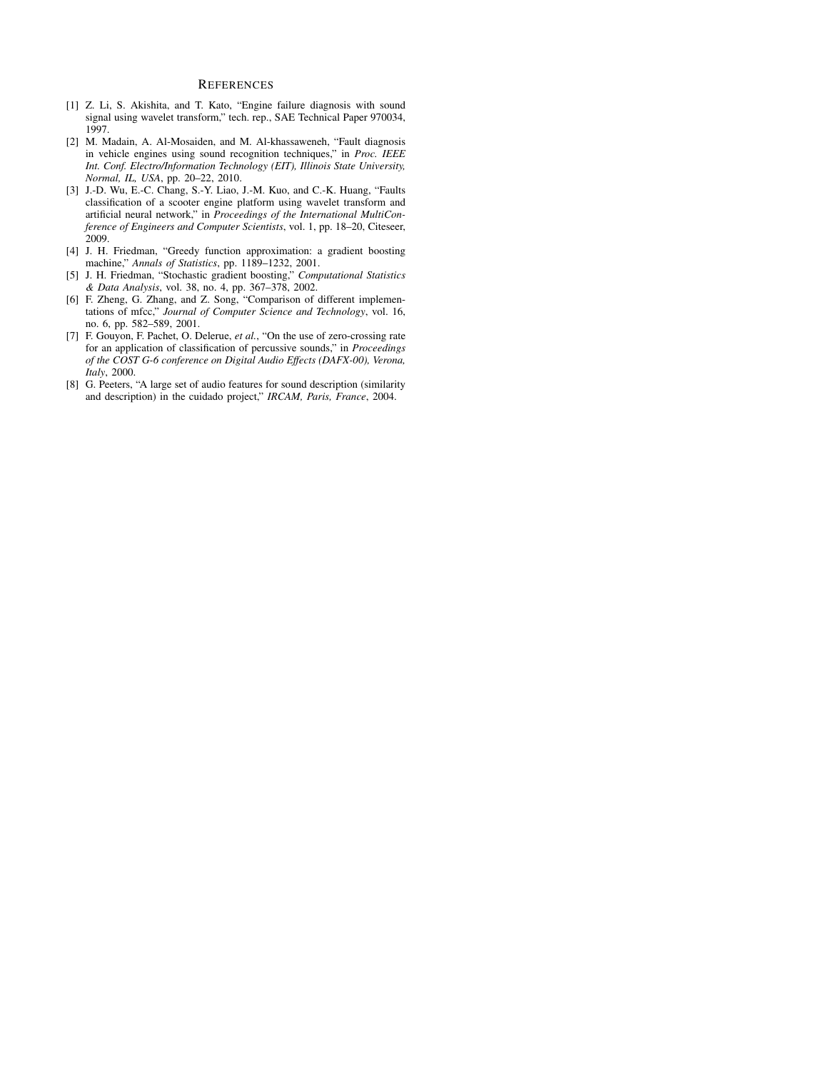## References

[1] Z. Li, S. Akishita, and T. Kato, "Engine failure diagnosis with sound signal using wavelet transform," tech. rep., SAE Technical Paper 970034, 1997.

[2] M. Madain, A. Al-Mosaiden, and M. Al-khassaweneh, "Fault diagnosis in vehicle engines using sound recognition techniques," in *Proc. IEEE Int. Conf. Electro/Information Technology (EIT), Illinois State University, Normal, IL, USA*, pp. 20–22, 2010.

[3] J.-D. Wu, E.-C. Chang, S.-Y. Liao, J.-M. Kuo, and C.-K. Huang, "Faults classification of a scooter engine platform using wavelet transform and artificial neural network," in *Proceedings of the International MultiConference of Engineers and Computer Scientists*, vol. 1, pp. 18–20, Citeseer, 2009.

[4] J. H. Friedman, "Greedy function approximation: a gradient boosting machine," *Annals of Statistics*, pp. 1189–1232, 2001.

[5] J. H. Friedman, "Stochastic gradient boosting," *Computational Statistics & Data Analysis*, vol. 38, no. 4, pp. 367–378, 2002.

[6] F. Zheng, G. Zhang, and Z. Song, "Comparison of different implementations of mfcc," *Journal of Computer Science and Technology*, vol. 16, no. 6, pp. 582–589, 2001.

[7] F. Gouyon, F. Pachet, O. Delerue, *et al.*, "On the use of zero-crossing rate for an application of classification of percussive sounds," in *Proceedings of the COST G-6 conference on Digital Audio Effects (DAFX-00), Verona, Italy*, 2000.

[8] G. Peeters, "A large set of audio features for sound description (similarity and description) in the cuidado project," *IRCAM, Paris, France*, 2004.